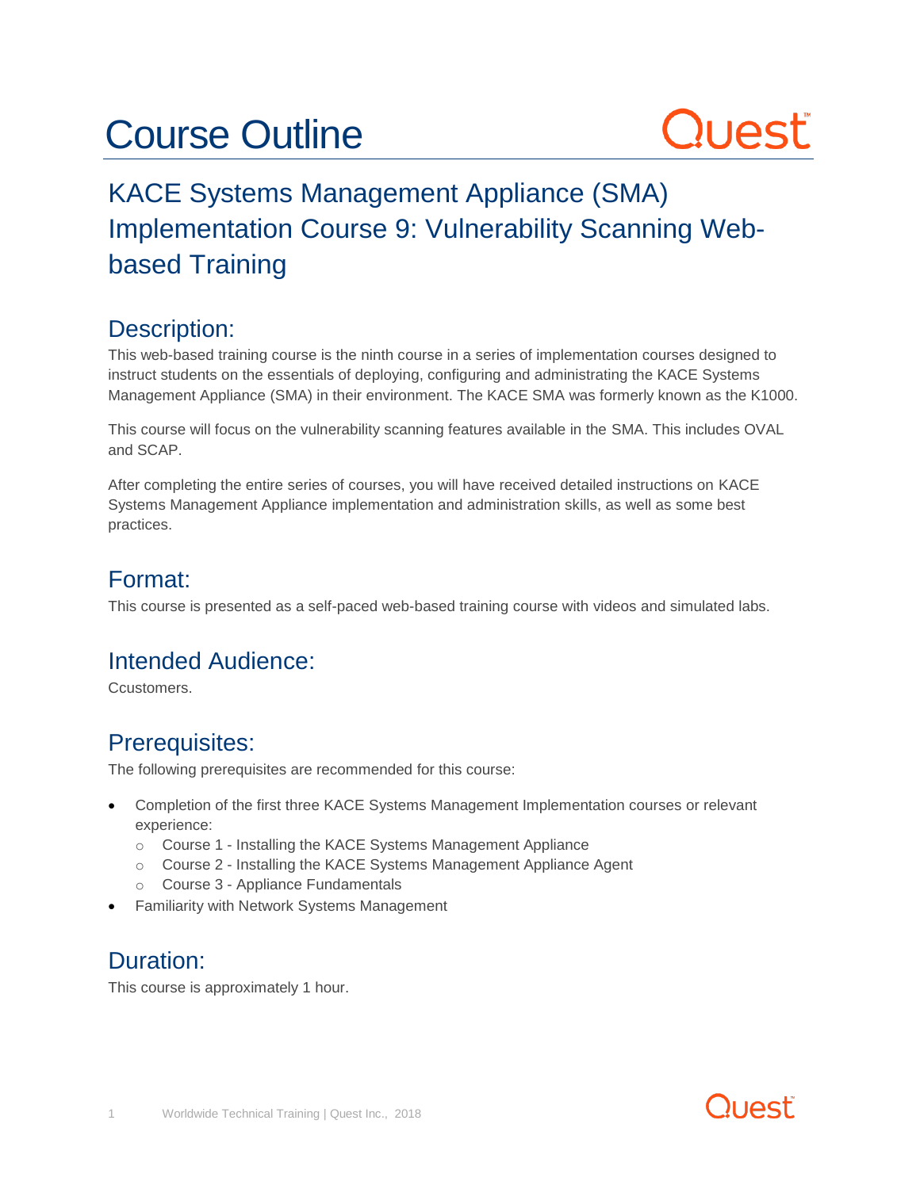# Course Outline

## KACE Systems Management Appliance (SMA) Implementation Course 9: Vulnerability Scanning Web-based Training

## Description:

This web-based training course is the ninth course in a series of implementation courses designed to instruct students on the essentials of deploying, configuring and administrating the KACE Systems Management Appliance (SMA) in their environment. The KACE SMA was formerly known as the K1000.

This course will focus on the vulnerability scanning features available in the SMA. This includes OVAL and SCAP.

After completing the entire series of courses, you will have received detailed instructions on KACE Systems Management Appliance implementation and administration skills, as well as some best practices.

## Format:

This course is presented as a self-paced web-based training course with videos and simulated labs.

## Intended Audience:

Ccustomers.

## Prerequisites:

The following prerequisites are recommended for this course:

- Completion of the first three KACE Systems Management Implementation courses or relevant experience:
  - Course 1 - Installing the KACE Systems Management Appliance
  - Course 2 - Installing the KACE Systems Management Appliance Agent
  - Course 3 - Appliance Fundamentals
- Familiarity with Network Systems Management

## Duration:

This course is approximately 1 hour.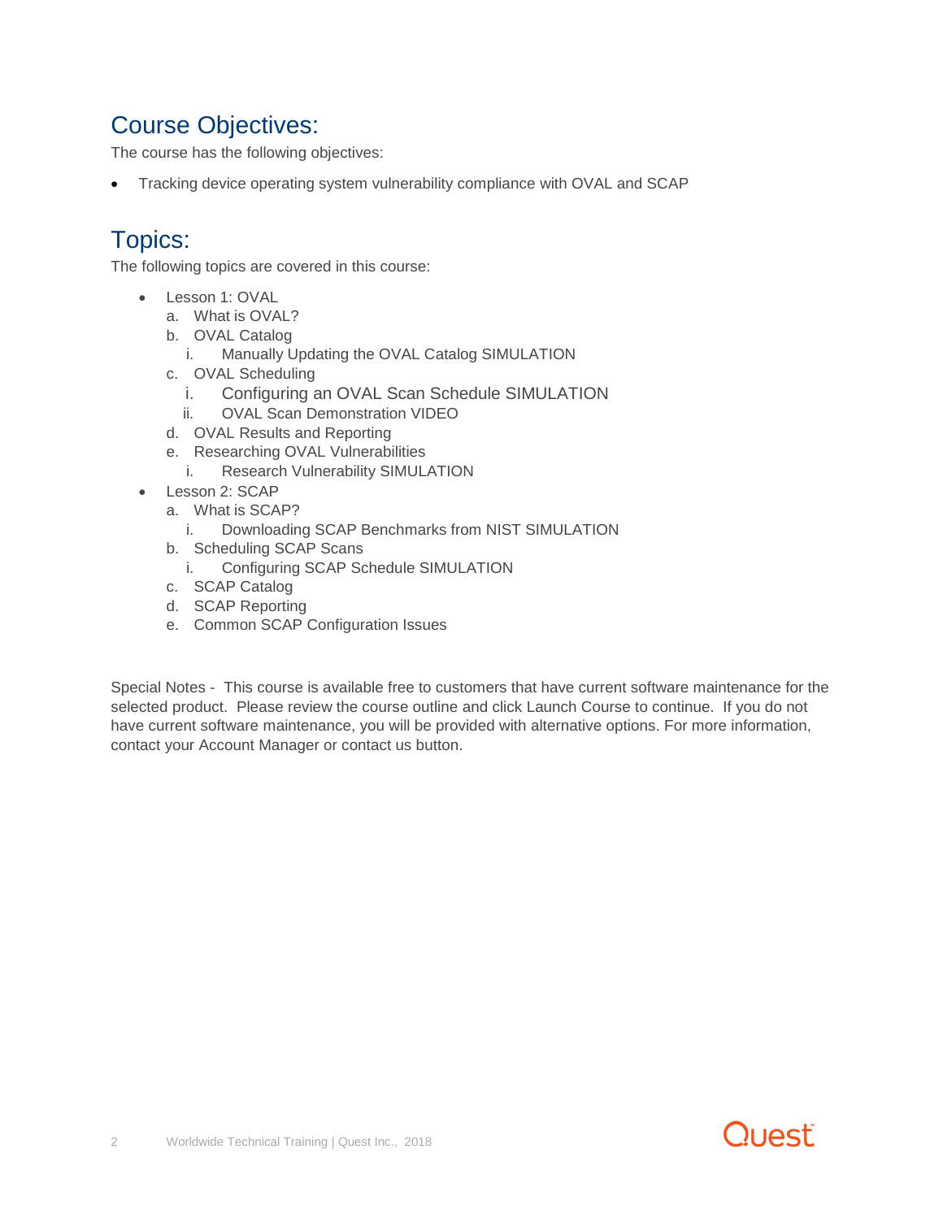## Course Objectives:

The course has the following objectives:

- Tracking device operating system vulnerability compliance with OVAL and SCAP

## Topics:

The following topics are covered in this course:

- Lesson 1: OVAL
  a. What is OVAL?
  b. OVAL Catalog
     i. Manually Updating the OVAL Catalog SIMULATION
  c. OVAL Scheduling
     i. Configuring an OVAL Scan Schedule SIMULATION
     ii. OVAL Scan Demonstration VIDEO
  d. OVAL Results and Reporting
  e. Researching OVAL Vulnerabilities
     i. Research Vulnerability SIMULATION
- Lesson 2: SCAP
  a. What is SCAP?
     i. Downloading SCAP Benchmarks from NIST SIMULATION
  b. Scheduling SCAP Scans
     i. Configuring SCAP Schedule SIMULATION
  c. SCAP Catalog
  d. SCAP Reporting
  e. Common SCAP Configuration Issues

Special Notes - This course is available free to customers that have current software maintenance for the selected product. Please review the course outline and click Launch Course to continue. If you do not have current software maintenance, you will be provided with alternative options. For more information, contact your Account Manager or contact us button.